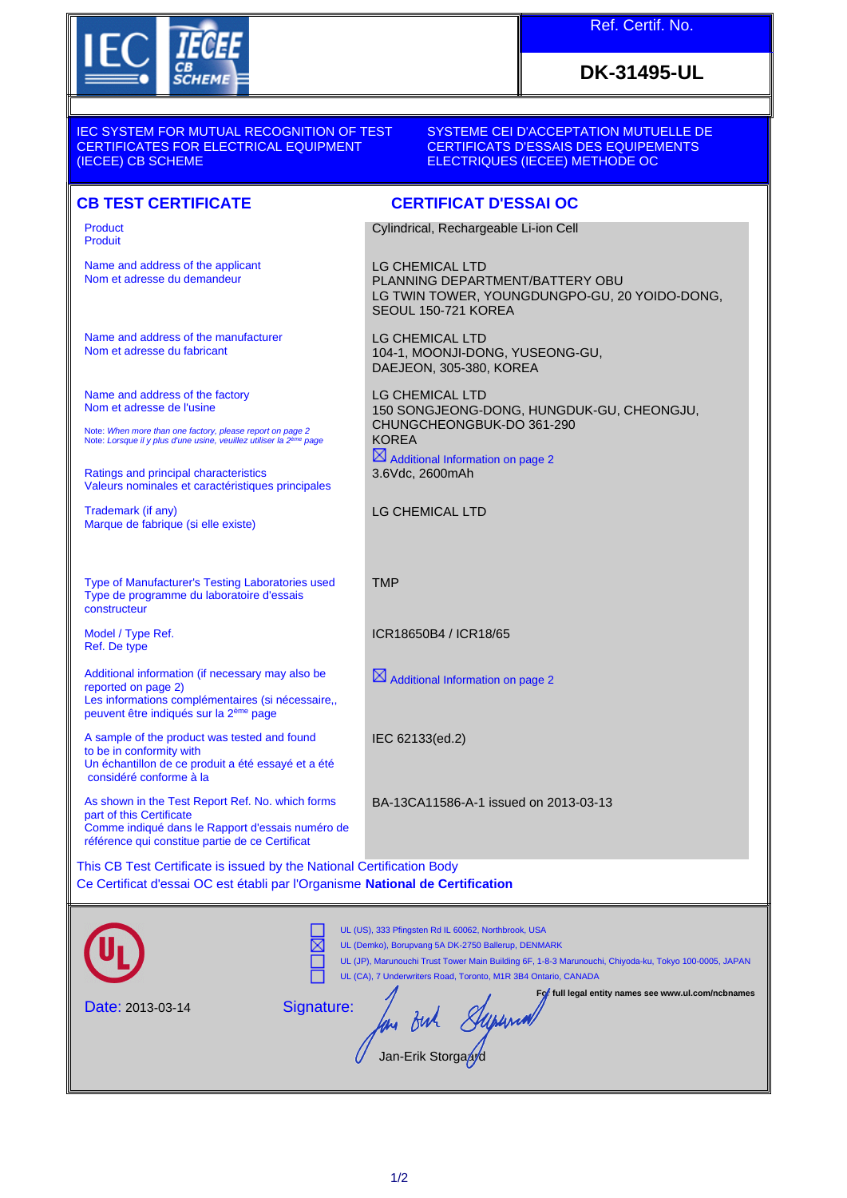Ref. Certif. No.

**DK-31495-UL**

IEC SYSTEM FOR MUTUAL RECOGNITION OF TEST CERTIFICATES FOR ELECTRICAL EQUIPMENT (IECEE) CB SCHEME

SYSTEME CEI D'ACCEPTATION MUTUELLE DE CERTIFICATS D'ESSAIS DES EQUIPEMENTS ELECTRIQUES (IECEE) METHODE OC

## CB TEST CERTIFICATE

## CERTIFICAT D'ESSAI OC

| | |
|---|---|
| Product<br>Produit | Cylindrical, Rechargeable Li-ion Cell |
| Name and address of the applicant<br>Nom et adresse du demandeur | LG CHEMICAL LTD<br>PLANNING DEPARTMENT/BATTERY OBU<br>LG TWIN TOWER, YOUNGDUNGPO-GU, 20 YOIDO-DONG, SEOUL 150-721 KOREA |
| Name and address of the manufacturer<br>Nom et adresse du fabricant | LG CHEMICAL LTD<br>104-1, MOONJI-DONG, YUSEONG-GU,<br>DAEJEON, 305-380, KOREA |
| Name and address of the factory<br>Nom et adresse de l'usine<br>*Note: When more than one factory, please report on page 2*<br>*Note: Lorsque il y plus d'une usine, veuillez utiliser la 2ème page* | LG CHEMICAL LTD<br>150 SONGJEONG-DONG, HUNGDUK-GU, CHEONGJU, CHUNGCHEONGBUK-DO 361-290<br>KOREA<br>☒ Additional Information on page 2 |
| Ratings and principal characteristics<br>Valeurs nominales et caractéristiques principales | 3.6Vdc, 2600mAh |
| Trademark (if any)<br>Marque de fabrique (si elle existe) | LG CHEMICAL LTD |
| Type of Manufacturer's Testing Laboratories used<br>Type de programme du laboratoire d'essais constructeur | TMP |
| Model / Type Ref.<br>Ref. De type | ICR18650B4 / ICR18/65 |
| Additional information (if necessary may also be reported on page 2)<br>Les informations complémentaires (si nécessaire,, peuvent être indiqués sur la 2ème page | ☒ Additional Information on page 2 |
| A sample of the product was tested and found to be in conformity with<br>Un échantillon de ce produit a été essayé et a été considéré conforme à la | IEC 62133(ed.2) |
| As shown in the Test Report Ref. No. which forms part of this Certificate<br>Comme indiqué dans le Rapport d'essais numéro de référence qui constitue partie de ce Certificat | BA-13CA11586-A-1 issued on 2013-03-13 |

This CB Test Certificate is issued by the National Certification Body
Ce Certificat d'essai OC est établi par l'Organisme **National de Certification**

- ☐ UL (US), 333 Pfingsten Rd IL 60062, Northbrook, USA
- ☒ UL (Demko), Borupvang 5A DK-2750 Ballerup, DENMARK
- ☐ UL (JP), Marunouchi Trust Tower Main Building 6F, 1-8-3 Marunouchi, Chiyoda-ku, Tokyo 100-0005, JAPAN
- ☐ UL (CA), 7 Underwriters Road, Toronto, M1R 3B4 Ontario, CANADA

For full legal entity names see www.ul.com/ncbnames

Date: 2013-03-14

Signature:

Jan-Erik Storgaard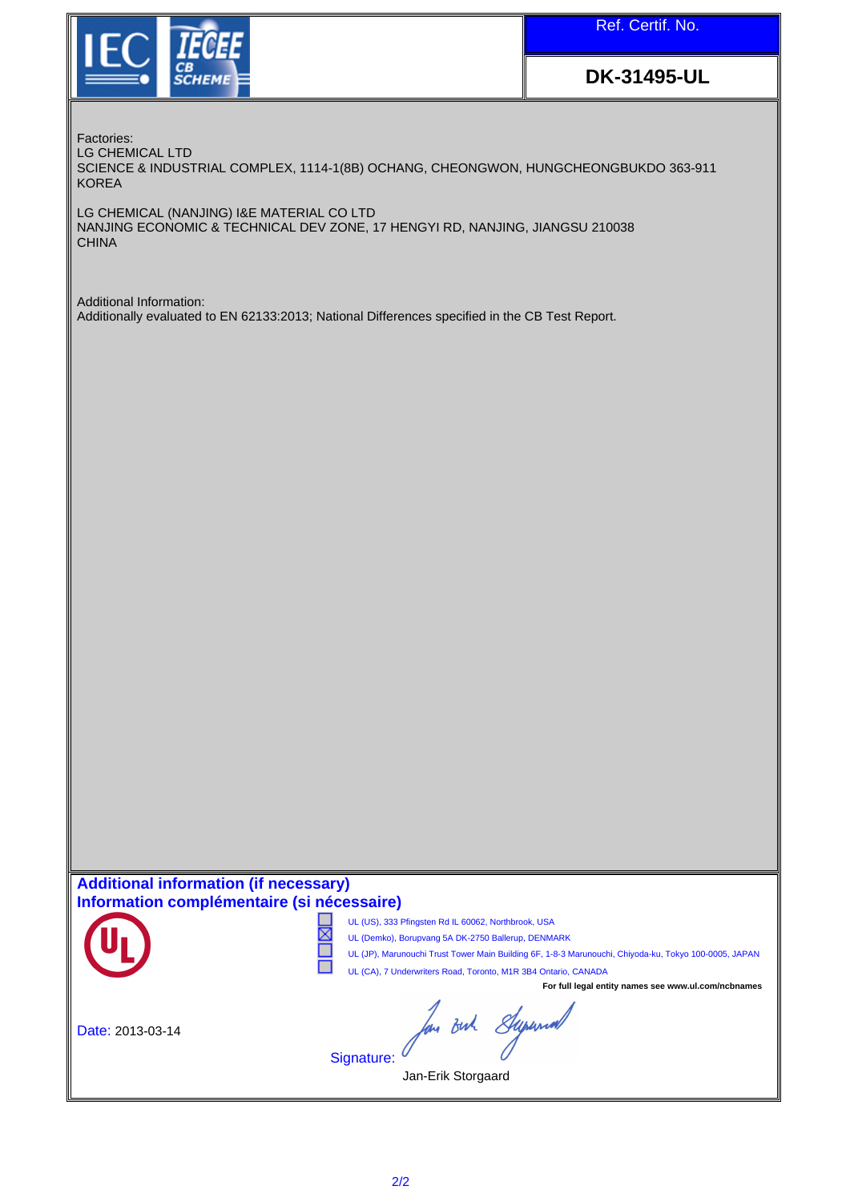Ref. Certif. No.

**DK-31495-UL**

Factories:
LG CHEMICAL LTD
SCIENCE & INDUSTRIAL COMPLEX, 1114-1(8B) OCHANG, CHEONGWON, HUNGCHEONGBUKDO 363-911
KOREA

LG CHEMICAL (NANJING) I&E MATERIAL CO LTD
NANJING ECONOMIC & TECHNICAL DEV ZONE, 17 HENGYI RD, NANJING, JIANGSU 210038
CHINA

Additional Information:
Additionally evaluated to EN 62133:2013; National Differences specified in the CB Test Report.

## Additional information (if necessary)
## Information complémentaire (si nécessaire)

- ☐ UL (US), 333 Pfingsten Rd IL 60062, Northbrook, USA
- ☒ UL (Demko), Borupvang 5A DK-2750 Ballerup, DENMARK
- ☐ UL (JP), Marunouchi Trust Tower Main Building 6F, 1-8-3 Marunouchi, Chiyoda-ku, Tokyo 100-0005, JAPAN
- ☐ UL (CA), 7 Underwriters Road, Toronto, M1R 3B4 Ontario, CANADA

**For full legal entity names see www.ul.com/ncbnames**

Date: 2013-03-14

Signature:

Jan-Erik Storgaard